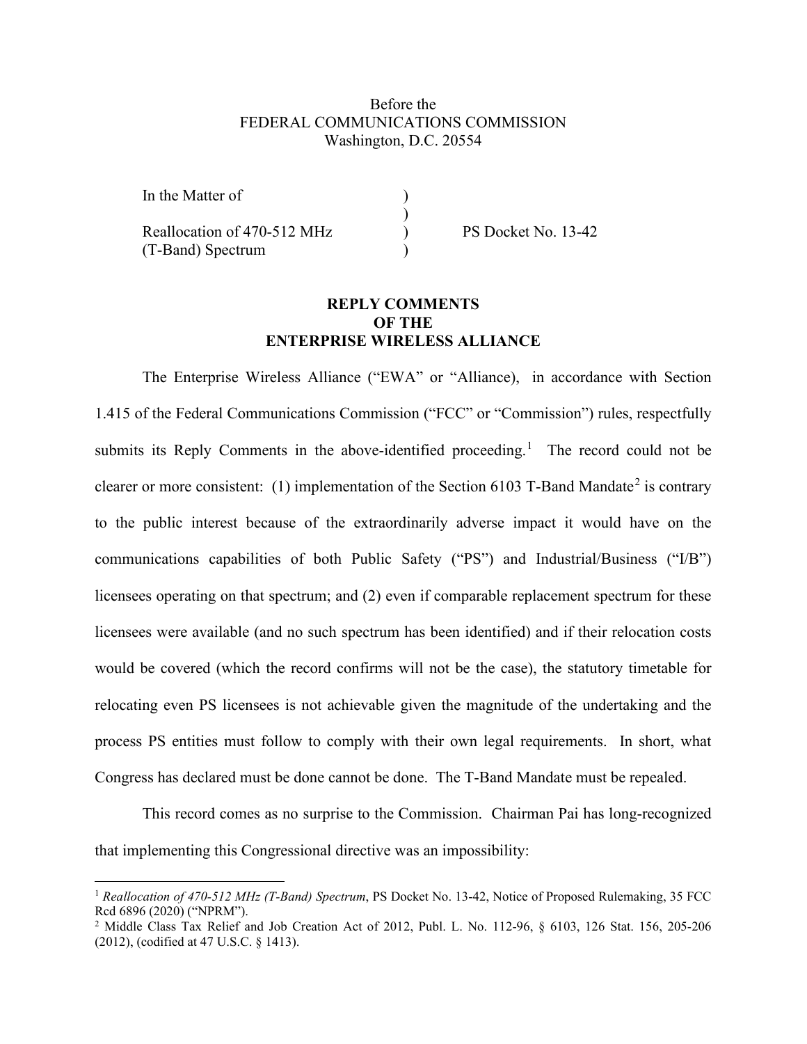Before the
FEDERAL COMMUNICATIONS COMMISSION
Washington, D.C. 20554

| | | |
|---|---|---|
| In the Matter of | ) | |
| | ) | |
| Reallocation of 470-512 MHz | ) | PS Docket No. 13-42 |
| (T-Band) Spectrum | ) | |

**REPLY COMMENTS
OF THE
ENTERPRISE WIRELESS ALLIANCE**

The Enterprise Wireless Alliance ("EWA" or "Alliance), in accordance with Section 1.415 of the Federal Communications Commission ("FCC" or "Commission") rules, respectfully submits its Reply Comments in the above-identified proceeding.[1] The record could not be clearer or more consistent: (1) implementation of the Section 6103 T-Band Mandate[2] is contrary to the public interest because of the extraordinarily adverse impact it would have on the communications capabilities of both Public Safety ("PS") and Industrial/Business ("I/B") licensees operating on that spectrum; and (2) even if comparable replacement spectrum for these licensees were available (and no such spectrum has been identified) and if their relocation costs would be covered (which the record confirms will not be the case), the statutory timetable for relocating even PS licensees is not achievable given the magnitude of the undertaking and the process PS entities must follow to comply with their own legal requirements. In short, what Congress has declared must be done cannot be done. The T-Band Mandate must be repealed.

This record comes as no surprise to the Commission. Chairman Pai has long-recognized that implementing this Congressional directive was an impossibility:

---

[1] *Reallocation of 470-512 MHz (T-Band) Spectrum*, PS Docket No. 13-42, Notice of Proposed Rulemaking, 35 FCC Rcd 6896 (2020) ("NPRM").

[2] Middle Class Tax Relief and Job Creation Act of 2012, Publ. L. No. 112-96, § 6103, 126 Stat. 156, 205-206 (2012), (codified at 47 U.S.C. § 1413).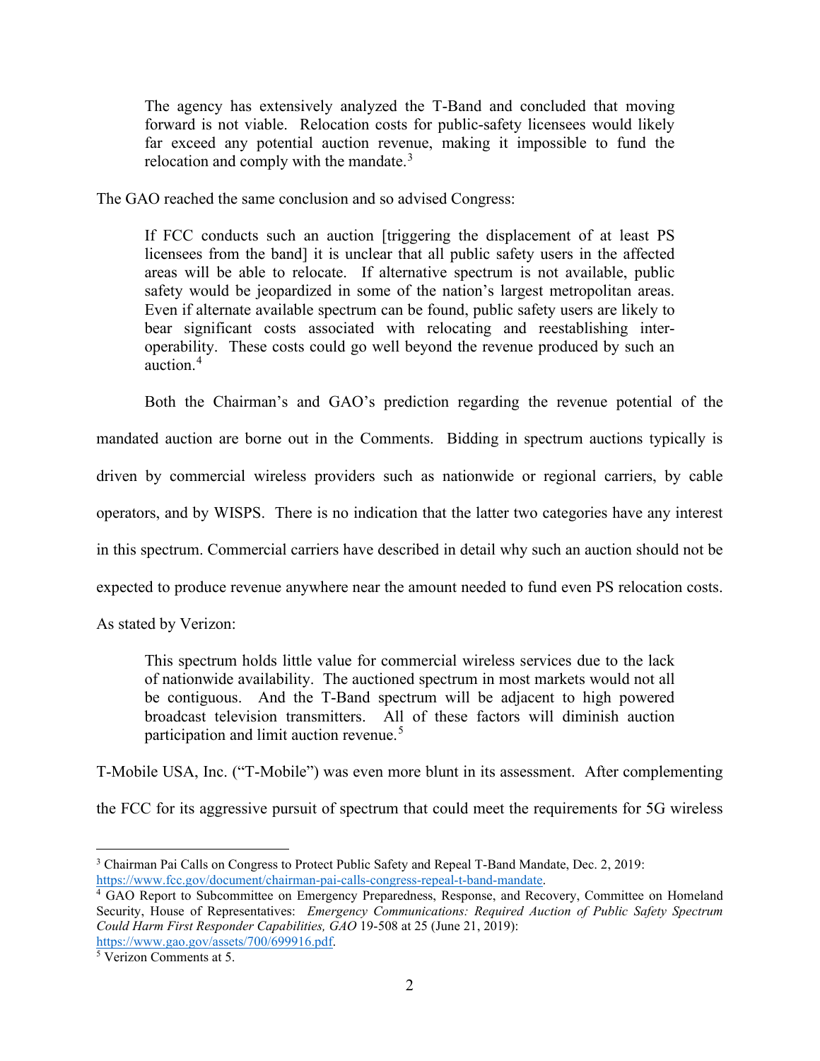> The agency has extensively analyzed the T-Band and concluded that moving forward is not viable. Relocation costs for public-safety licensees would likely far exceed any potential auction revenue, making it impossible to fund the relocation and comply with the mandate.[3]

The GAO reached the same conclusion and so advised Congress:

> If FCC conducts such an auction [triggering the displacement of at least PS licensees from the band] it is unclear that all public safety users in the affected areas will be able to relocate. If alternative spectrum is not available, public safety would be jeopardized in some of the nation's largest metropolitan areas. Even if alternate available spectrum can be found, public safety users are likely to bear significant costs associated with relocating and reestablishing inter-operability. These costs could go well beyond the revenue produced by such an auction.[4]

Both the Chairman's and GAO's prediction regarding the revenue potential of the mandated auction are borne out in the Comments. Bidding in spectrum auctions typically is driven by commercial wireless providers such as nationwide or regional carriers, by cable operators, and by WISPS. There is no indication that the latter two categories have any interest in this spectrum. Commercial carriers have described in detail why such an auction should not be expected to produce revenue anywhere near the amount needed to fund even PS relocation costs. As stated by Verizon:

> This spectrum holds little value for commercial wireless services due to the lack of nationwide availability. The auctioned spectrum in most markets would not all be contiguous. And the T-Band spectrum will be adjacent to high powered broadcast television transmitters. All of these factors will diminish auction participation and limit auction revenue.[5]

T-Mobile USA, Inc. ("T-Mobile") was even more blunt in its assessment. After complementing the FCC for its aggressive pursuit of spectrum that could meet the requirements for 5G wireless

---

[3] Chairman Pai Calls on Congress to Protect Public Safety and Repeal T-Band Mandate, Dec. 2, 2019: https://www.fcc.gov/document/chairman-pai-calls-congress-repeal-t-band-mandate.

[4] GAO Report to Subcommittee on Emergency Preparedness, Response, and Recovery, Committee on Homeland Security, House of Representatives: *Emergency Communications: Required Auction of Public Safety Spectrum Could Harm First Responder Capabilities, GAO* 19-508 at 25 (June 21, 2019): https://www.gao.gov/assets/700/699916.pdf.

[5] Verizon Comments at 5.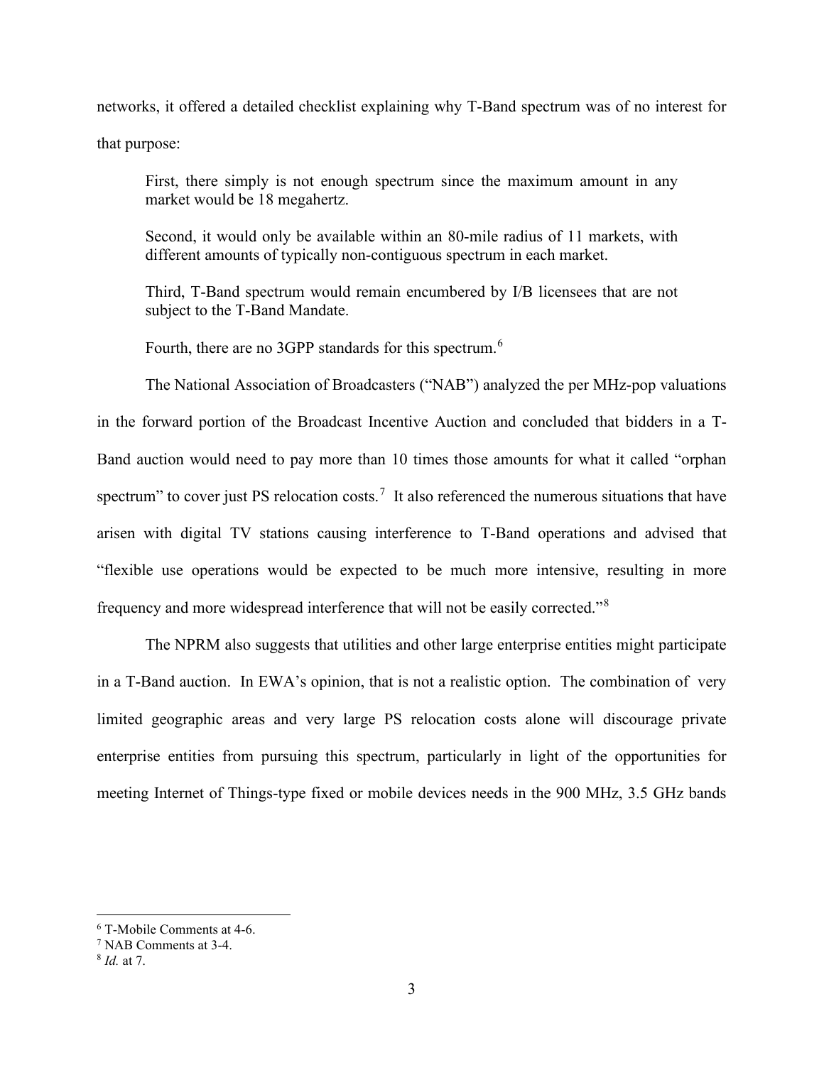networks, it offered a detailed checklist explaining why T-Band spectrum was of no interest for that purpose:

> First, there simply is not enough spectrum since the maximum amount in any market would be 18 megahertz.
>
> Second, it would only be available within an 80-mile radius of 11 markets, with different amounts of typically non-contiguous spectrum in each market.
>
> Third, T-Band spectrum would remain encumbered by I/B licensees that are not subject to the T-Band Mandate.
>
> Fourth, there are no 3GPP standards for this spectrum.[6]

The National Association of Broadcasters ("NAB") analyzed the per MHz-pop valuations in the forward portion of the Broadcast Incentive Auction and concluded that bidders in a T-Band auction would need to pay more than 10 times those amounts for what it called "orphan spectrum" to cover just PS relocation costs.[7] It also referenced the numerous situations that have arisen with digital TV stations causing interference to T-Band operations and advised that "flexible use operations would be expected to be much more intensive, resulting in more frequency and more widespread interference that will not be easily corrected."[8]

The NPRM also suggests that utilities and other large enterprise entities might participate in a T-Band auction. In EWA's opinion, that is not a realistic option. The combination of very limited geographic areas and very large PS relocation costs alone will discourage private enterprise entities from pursuing this spectrum, particularly in light of the opportunities for meeting Internet of Things-type fixed or mobile devices needs in the 900 MHz, 3.5 GHz bands

---

[6] T-Mobile Comments at 4-6.

[7] NAB Comments at 3-4.

[8] *Id.* at 7.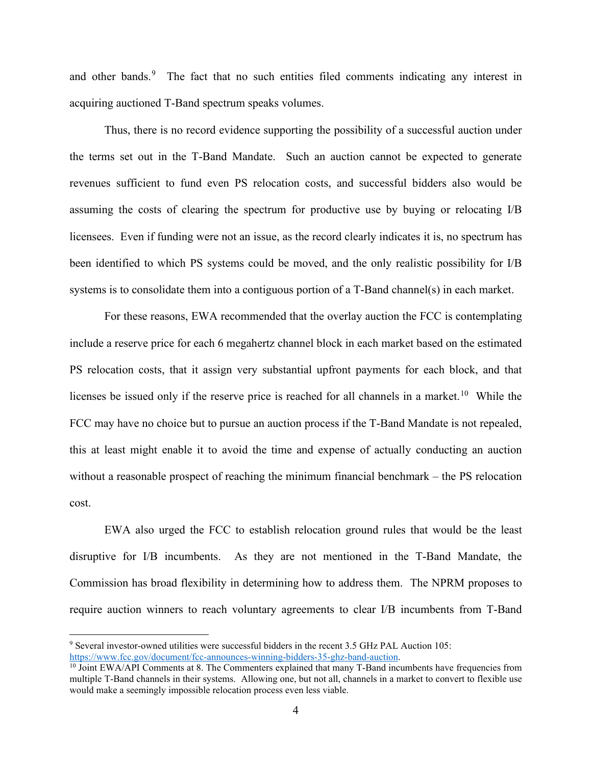and other bands.[9] The fact that no such entities filed comments indicating any interest in acquiring auctioned T-Band spectrum speaks volumes.

Thus, there is no record evidence supporting the possibility of a successful auction under the terms set out in the T-Band Mandate. Such an auction cannot be expected to generate revenues sufficient to fund even PS relocation costs, and successful bidders also would be assuming the costs of clearing the spectrum for productive use by buying or relocating I/B licensees. Even if funding were not an issue, as the record clearly indicates it is, no spectrum has been identified to which PS systems could be moved, and the only realistic possibility for I/B systems is to consolidate them into a contiguous portion of a T-Band channel(s) in each market.

For these reasons, EWA recommended that the overlay auction the FCC is contemplating include a reserve price for each 6 megahertz channel block in each market based on the estimated PS relocation costs, that it assign very substantial upfront payments for each block, and that licenses be issued only if the reserve price is reached for all channels in a market.[10] While the FCC may have no choice but to pursue an auction process if the T-Band Mandate is not repealed, this at least might enable it to avoid the time and expense of actually conducting an auction without a reasonable prospect of reaching the minimum financial benchmark – the PS relocation cost.

EWA also urged the FCC to establish relocation ground rules that would be the least disruptive for I/B incumbents. As they are not mentioned in the T-Band Mandate, the Commission has broad flexibility in determining how to address them. The NPRM proposes to require auction winners to reach voluntary agreements to clear I/B incumbents from T-Band

---

[9] Several investor-owned utilities were successful bidders in the recent 3.5 GHz PAL Auction 105: https://www.fcc.gov/document/fcc-announces-winning-bidders-35-ghz-band-auction.

[10] Joint EWA/API Comments at 8. The Commenters explained that many T-Band incumbents have frequencies from multiple T-Band channels in their systems. Allowing one, but not all, channels in a market to convert to flexible use would make a seemingly impossible relocation process even less viable.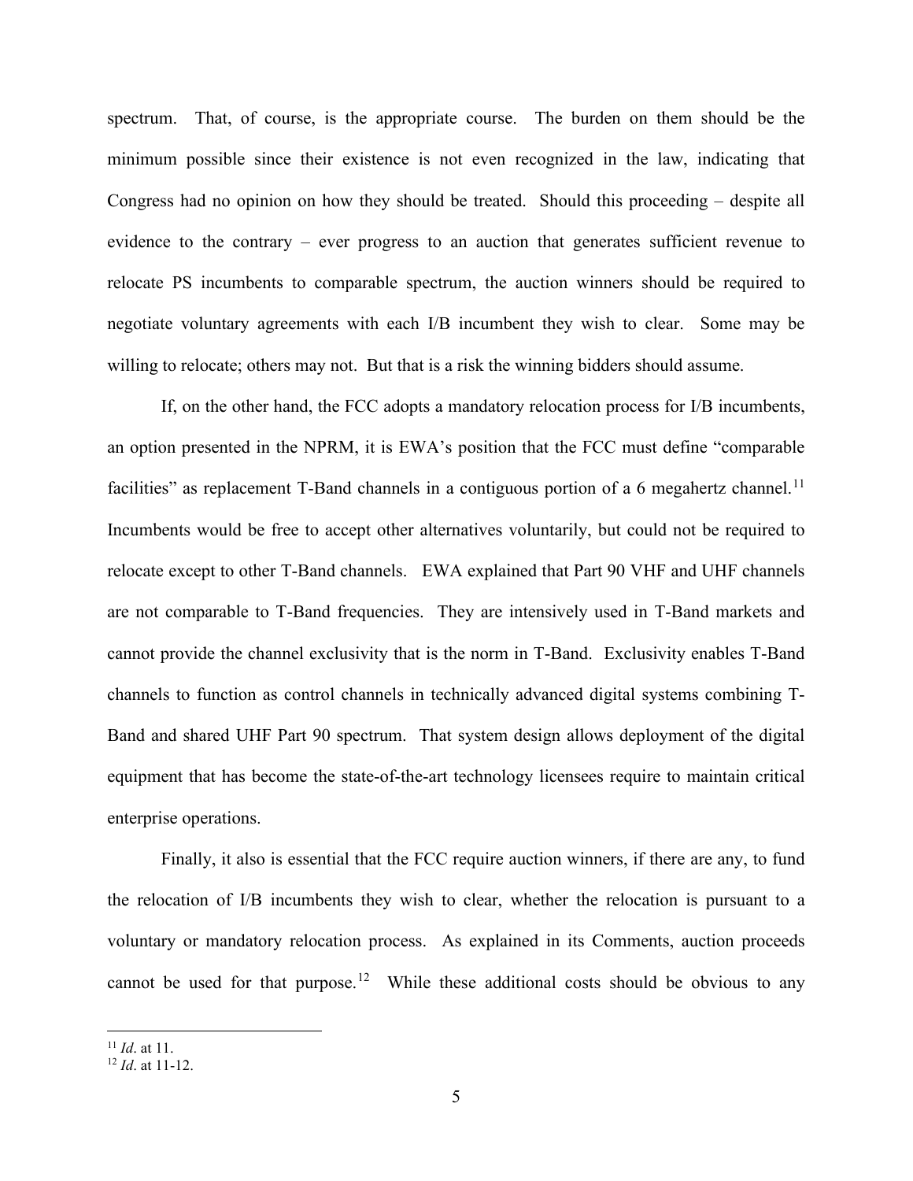spectrum. That, of course, is the appropriate course. The burden on them should be the minimum possible since their existence is not even recognized in the law, indicating that Congress had no opinion on how they should be treated. Should this proceeding – despite all evidence to the contrary – ever progress to an auction that generates sufficient revenue to relocate PS incumbents to comparable spectrum, the auction winners should be required to negotiate voluntary agreements with each I/B incumbent they wish to clear. Some may be willing to relocate; others may not. But that is a risk the winning bidders should assume.

If, on the other hand, the FCC adopts a mandatory relocation process for I/B incumbents, an option presented in the NPRM, it is EWA's position that the FCC must define "comparable facilities" as replacement T-Band channels in a contiguous portion of a 6 megahertz channel.[11] Incumbents would be free to accept other alternatives voluntarily, but could not be required to relocate except to other T-Band channels. EWA explained that Part 90 VHF and UHF channels are not comparable to T-Band frequencies. They are intensively used in T-Band markets and cannot provide the channel exclusivity that is the norm in T-Band. Exclusivity enables T-Band channels to function as control channels in technically advanced digital systems combining T-Band and shared UHF Part 90 spectrum. That system design allows deployment of the digital equipment that has become the state-of-the-art technology licensees require to maintain critical enterprise operations.

Finally, it also is essential that the FCC require auction winners, if there are any, to fund the relocation of I/B incumbents they wish to clear, whether the relocation is pursuant to a voluntary or mandatory relocation process. As explained in its Comments, auction proceeds cannot be used for that purpose.[12] While these additional costs should be obvious to any

---

[11] *Id*. at 11.

[12] *Id*. at 11-12.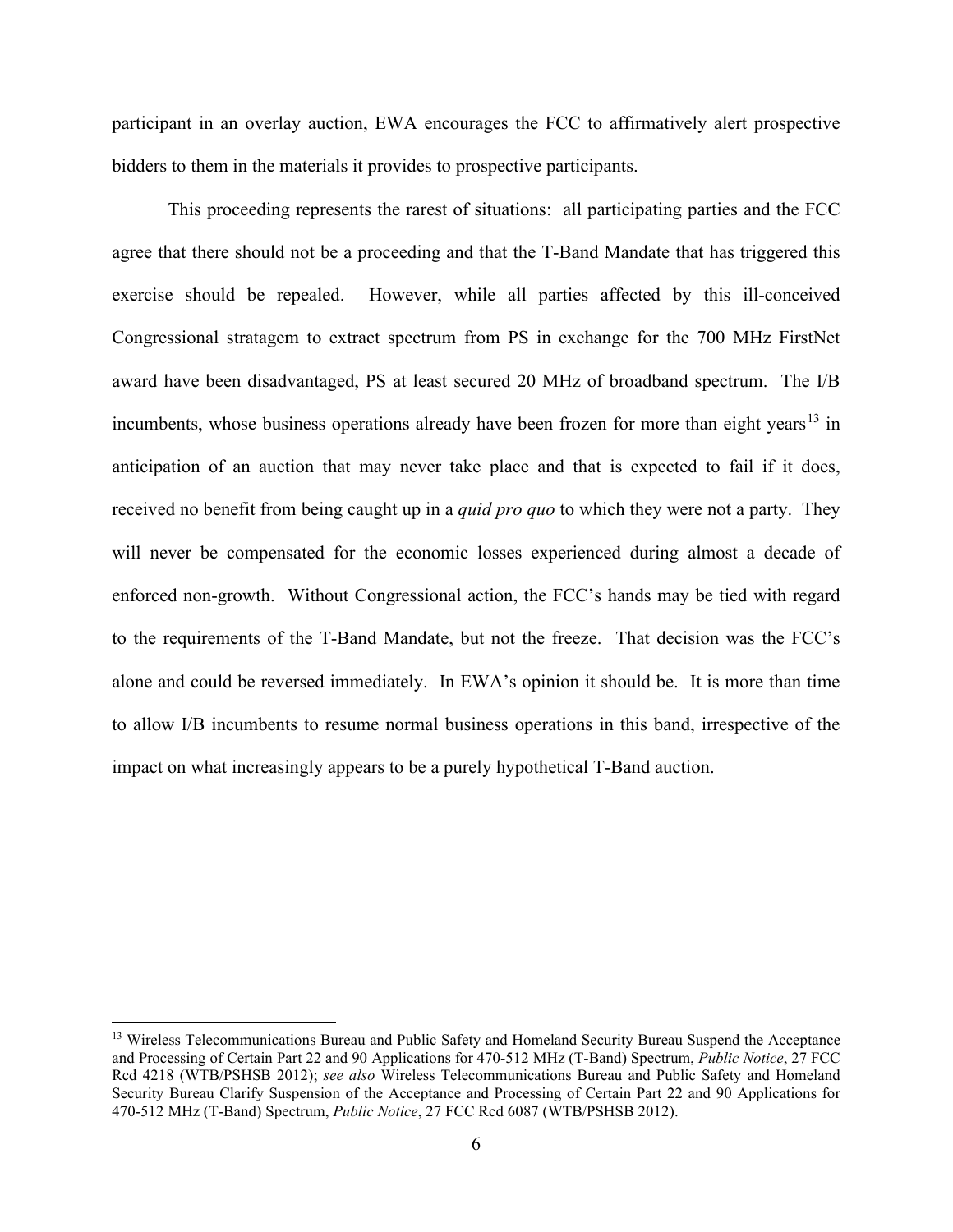participant in an overlay auction, EWA encourages the FCC to affirmatively alert prospective bidders to them in the materials it provides to prospective participants.

This proceeding represents the rarest of situations: all participating parties and the FCC agree that there should not be a proceeding and that the T-Band Mandate that has triggered this exercise should be repealed. However, while all parties affected by this ill-conceived Congressional stratagem to extract spectrum from PS in exchange for the 700 MHz FirstNet award have been disadvantaged, PS at least secured 20 MHz of broadband spectrum. The I/B incumbents, whose business operations already have been frozen for more than eight years[13] in anticipation of an auction that may never take place and that is expected to fail if it does, received no benefit from being caught up in a *quid pro quo* to which they were not a party. They will never be compensated for the economic losses experienced during almost a decade of enforced non-growth. Without Congressional action, the FCC's hands may be tied with regard to the requirements of the T-Band Mandate, but not the freeze. That decision was the FCC's alone and could be reversed immediately. In EWA's opinion it should be. It is more than time to allow I/B incumbents to resume normal business operations in this band, irrespective of the impact on what increasingly appears to be a purely hypothetical T-Band auction.

---

[13] Wireless Telecommunications Bureau and Public Safety and Homeland Security Bureau Suspend the Acceptance and Processing of Certain Part 22 and 90 Applications for 470-512 MHz (T-Band) Spectrum, *Public Notice*, 27 FCC Rcd 4218 (WTB/PSHSB 2012); *see also* Wireless Telecommunications Bureau and Public Safety and Homeland Security Bureau Clarify Suspension of the Acceptance and Processing of Certain Part 22 and 90 Applications for 470-512 MHz (T-Band) Spectrum, *Public Notice*, 27 FCC Rcd 6087 (WTB/PSHSB 2012).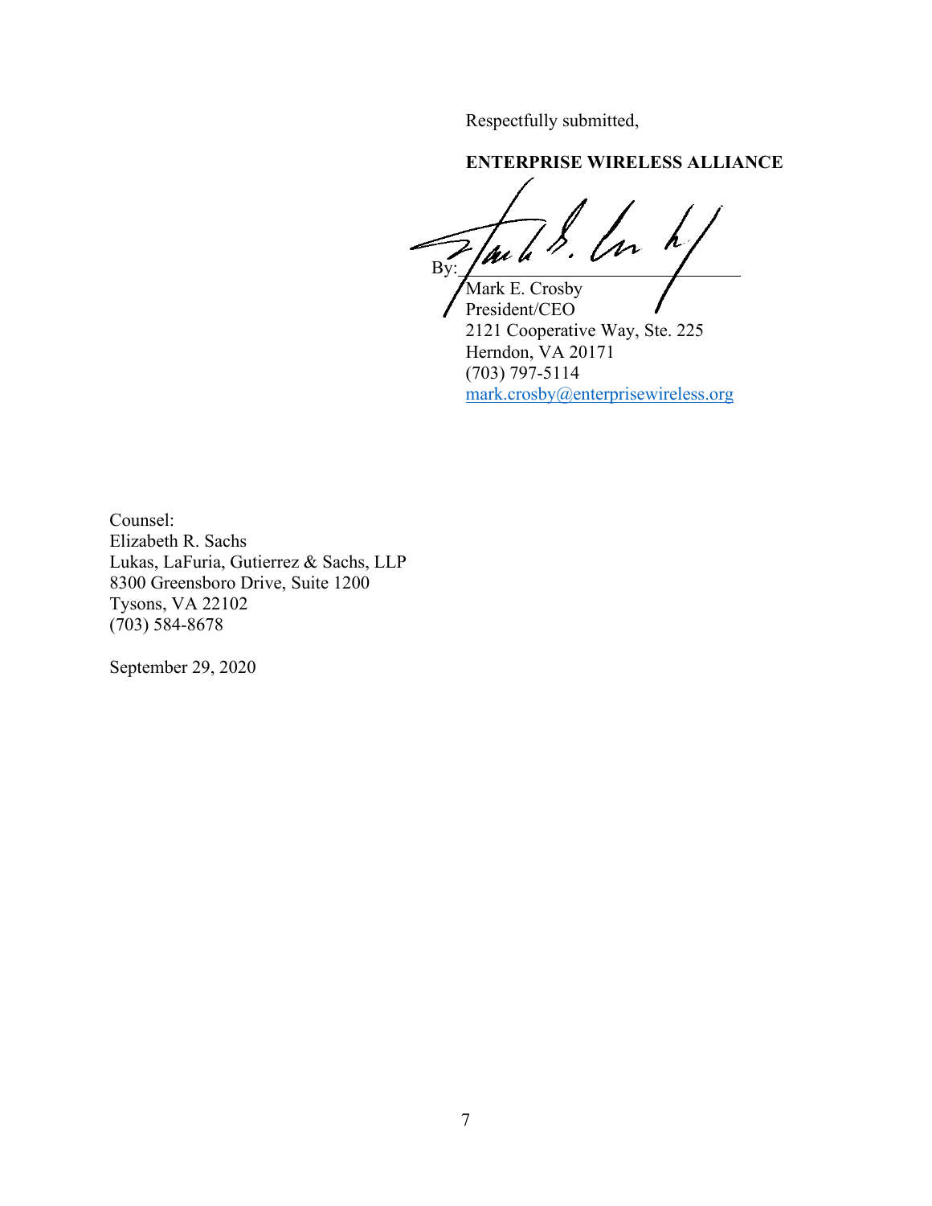Respectfully submitted,

**ENTERPRISE WIRELESS ALLIANCE**

By: ______________________________
Mark E. Crosby
President/CEO
2121 Cooperative Way, Ste. 225
Herndon, VA 20171
(703) 797-5114
mark.crosby@enterprisewireless.org

Counsel:
Elizabeth R. Sachs
Lukas, LaFuria, Gutierrez & Sachs, LLP
8300 Greensboro Drive, Suite 1200
Tysons, VA 22102
(703) 584-8678

September 29, 2020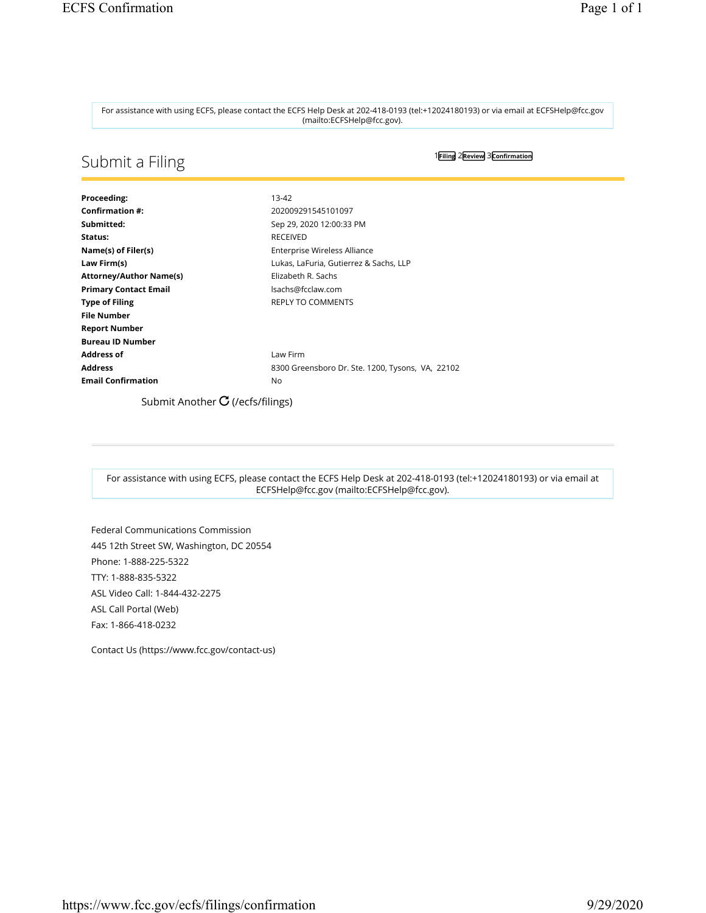For assistance with using ECFS, please contact the ECFS Help Desk at 202-418-0193 (tel:+12024180193) or via email at ECFSHelp@fcc.gov (mailto:ECFSHelp@fcc.gov).

# Submit a Filing

1 Filing 2 Review 3 Confirmation

| | |
|---|---|
| **Proceeding:** | 13-42 |
| **Confirmation #:** | 202009291545101097 |
| **Submitted:** | Sep 29, 2020 12:00:33 PM |
| **Status:** | RECEIVED |
| **Name(s) of Filer(s)** | Enterprise Wireless Alliance |
| **Law Firm(s)** | Lukas, LaFuria, Gutierrez & Sachs, LLP |
| **Attorney/Author Name(s)** | Elizabeth R. Sachs |
| **Primary Contact Email** | lsachs@fcclaw.com |
| **Type of Filing** | REPLY TO COMMENTS |
| **File Number** | |
| **Report Number** | |
| **Bureau ID Number** | |
| **Address of** | Law Firm |
| **Address** | 8300 Greensboro Dr. Ste. 1200, Tysons, VA, 22102 |
| **Email Confirmation** | No |

Submit Another (/ecfs/filings)

For assistance with using ECFS, please contact the ECFS Help Desk at 202-418-0193 (tel:+12024180193) or via email at ECFSHelp@fcc.gov (mailto:ECFSHelp@fcc.gov).

Federal Communications Commission
445 12th Street SW, Washington, DC 20554
Phone: 1-888-225-5322
TTY: 1-888-835-5322
ASL Video Call: 1-844-432-2275
ASL Call Portal (Web)
Fax: 1-866-418-0232

Contact Us (https://www.fcc.gov/contact-us)